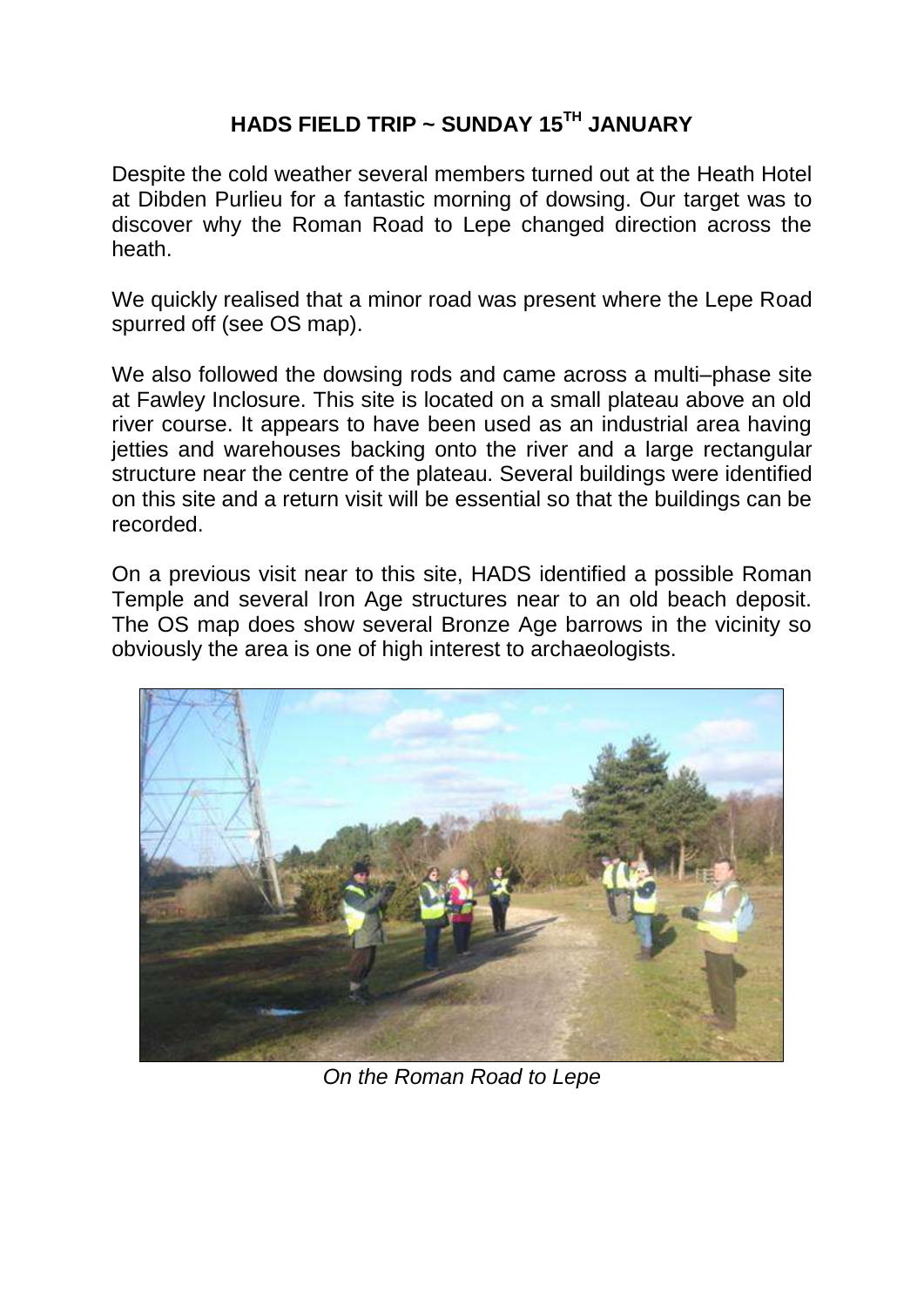# HADS FIELD TRIP ~ SUNDAY 15TH JANUARY

Despite the cold weather several members turned out at the Heath Hotel at Dibden Purlieu for a fantastic morning of dowsing. Our target was to discover why the Roman Road to Lepe changed direction across the heath.

We quickly realised that a minor road was present where the Lepe Road spurred off (see OS map).

We also followed the dowsing rods and came across a multi–phase site at Fawley Inclosure. This site is located on a small plateau above an old river course. It appears to have been used as an industrial area having jetties and warehouses backing onto the river and a large rectangular structure near the centre of the plateau. Several buildings were identified on this site and a return visit will be essential so that the buildings can be recorded.

On a previous visit near to this site, HADS identified a possible Roman Temple and several Iron Age structures near to an old beach deposit. The OS map does show several Bronze Age barrows in the vicinity so obviously the area is one of high interest to archaeologists.

*On the Roman Road to Lepe*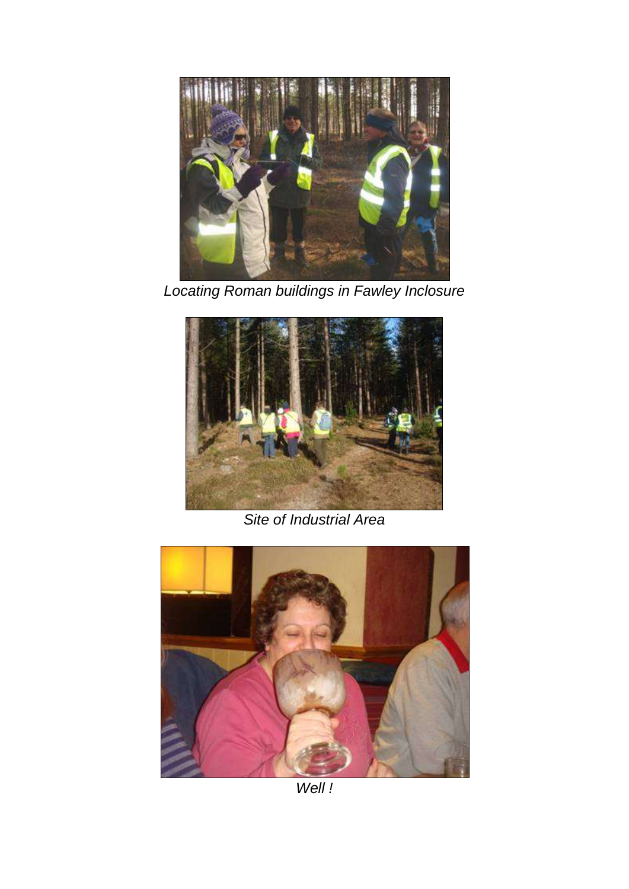*Locating Roman buildings in Fawley Inclosure*

*Site of Industrial Area*

*Well !*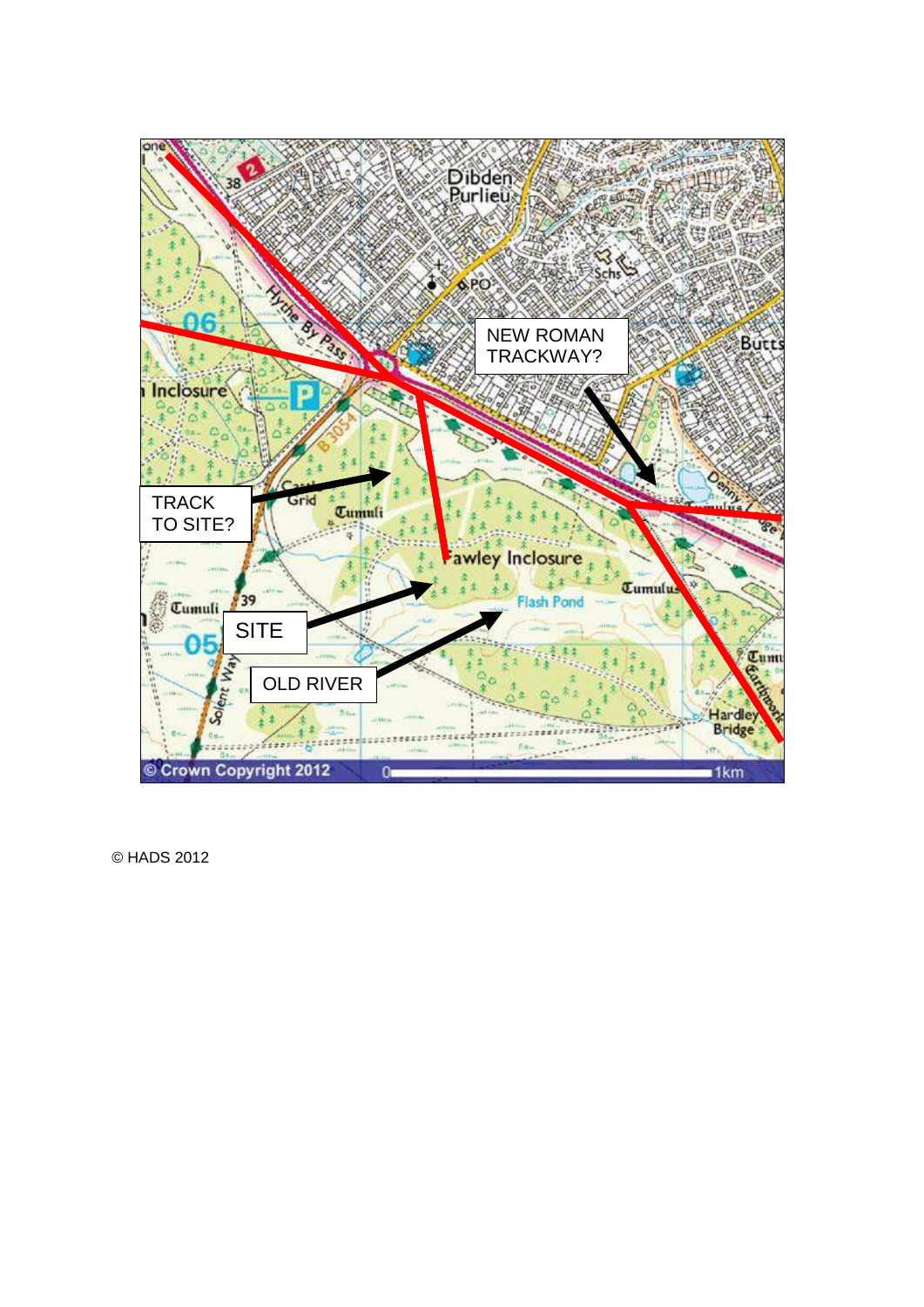NEW ROMAN TRACKWAY?

TRACK TO SITE?

SITE

OLD RIVER

© Crown Copyright 2012

0

1km

© HADS 2012